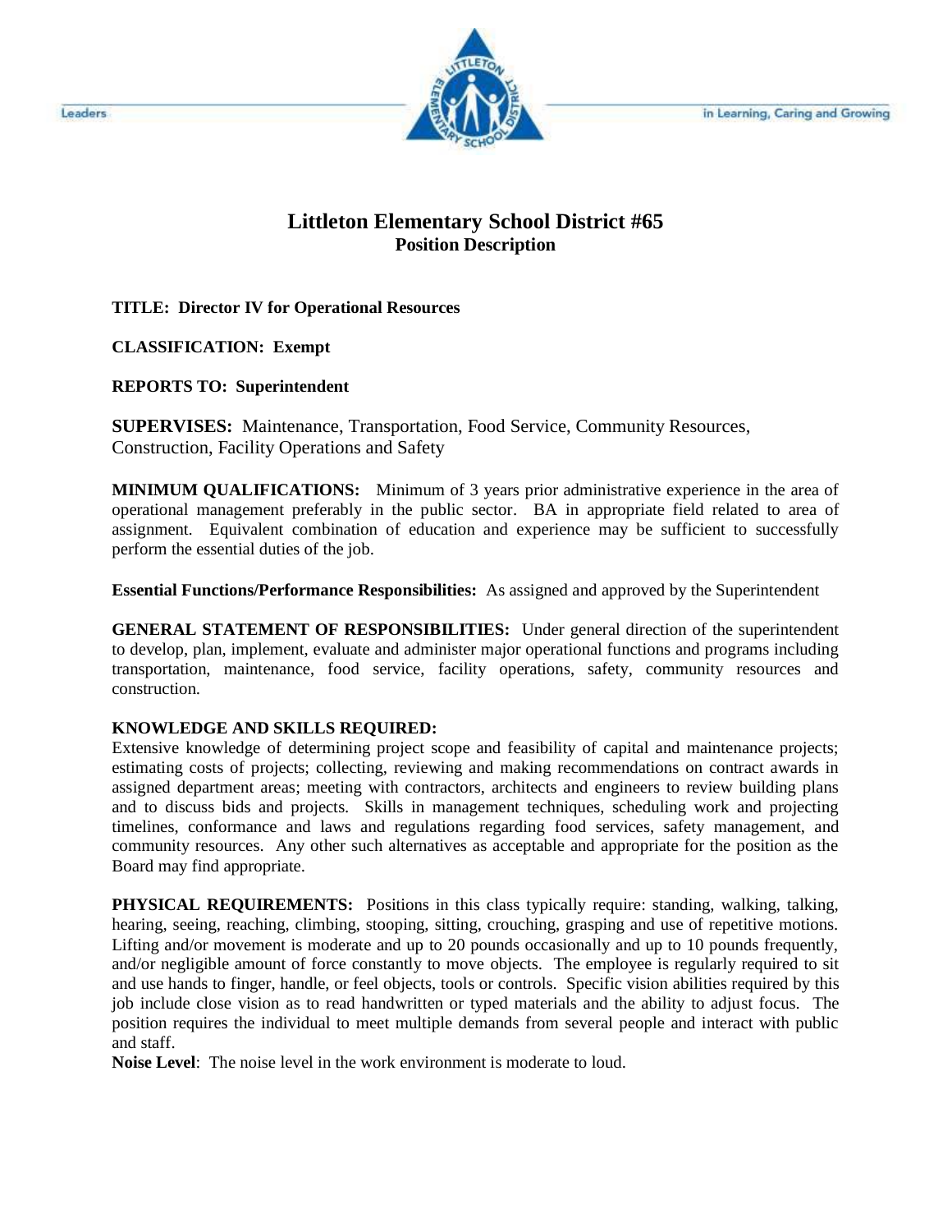Leaders in Learning, Caring and Growing

# Littleton Elementary School District #65
## Position Description

**TITLE: Director IV for Operational Resources**

**CLASSIFICATION: Exempt**

**REPORTS TO: Superintendent**

**SUPERVISES:** Maintenance, Transportation, Food Service, Community Resources, Construction, Facility Operations and Safety

**MINIMUM QUALIFICATIONS:** Minimum of 3 years prior administrative experience in the area of operational management preferably in the public sector. BA in appropriate field related to area of assignment. Equivalent combination of education and experience may be sufficient to successfully perform the essential duties of the job.

**Essential Functions/Performance Responsibilities:** As assigned and approved by the Superintendent

**GENERAL STATEMENT OF RESPONSIBILITIES:** Under general direction of the superintendent to develop, plan, implement, evaluate and administer major operational functions and programs including transportation, maintenance, food service, facility operations, safety, community resources and construction.

**KNOWLEDGE AND SKILLS REQUIRED:**
Extensive knowledge of determining project scope and feasibility of capital and maintenance projects; estimating costs of projects; collecting, reviewing and making recommendations on contract awards in assigned department areas; meeting with contractors, architects and engineers to review building plans and to discuss bids and projects. Skills in management techniques, scheduling work and projecting timelines, conformance and laws and regulations regarding food services, safety management, and community resources. Any other such alternatives as acceptable and appropriate for the position as the Board may find appropriate.

**PHYSICAL REQUIREMENTS:** Positions in this class typically require: standing, walking, talking, hearing, seeing, reaching, climbing, stooping, sitting, crouching, grasping and use of repetitive motions. Lifting and/or movement is moderate and up to 20 pounds occasionally and up to 10 pounds frequently, and/or negligible amount of force constantly to move objects. The employee is regularly required to sit and use hands to finger, handle, or feel objects, tools or controls. Specific vision abilities required by this job include close vision as to read handwritten or typed materials and the ability to adjust focus. The position requires the individual to meet multiple demands from several people and interact with public and staff.

**Noise Level**: The noise level in the work environment is moderate to loud.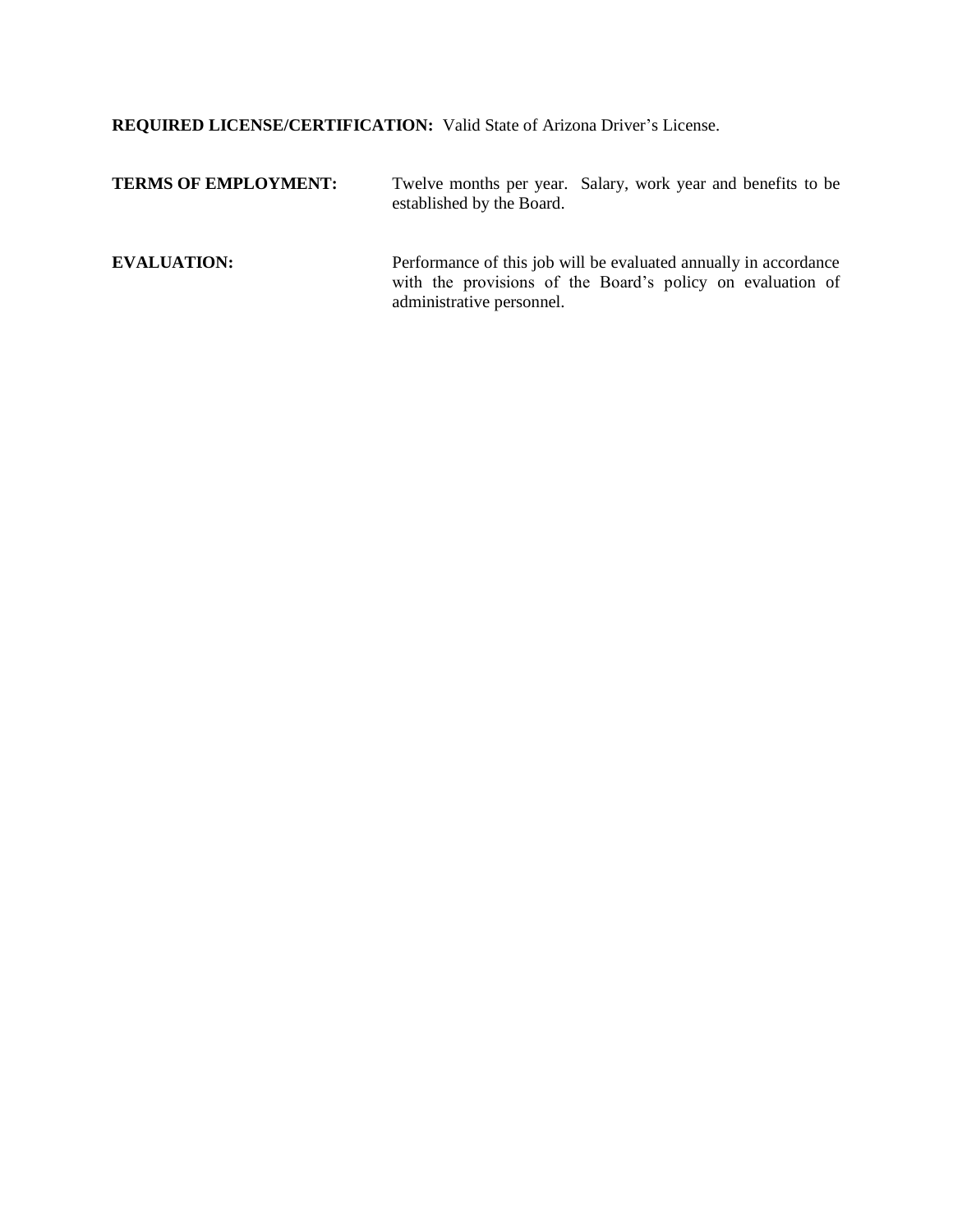**REQUIRED LICENSE/CERTIFICATION:** Valid State of Arizona Driver's License.

**TERMS OF EMPLOYMENT:** Twelve months per year. Salary, work year and benefits to be established by the Board.

**EVALUATION:** Performance of this job will be evaluated annually in accordance with the provisions of the Board's policy on evaluation of administrative personnel.